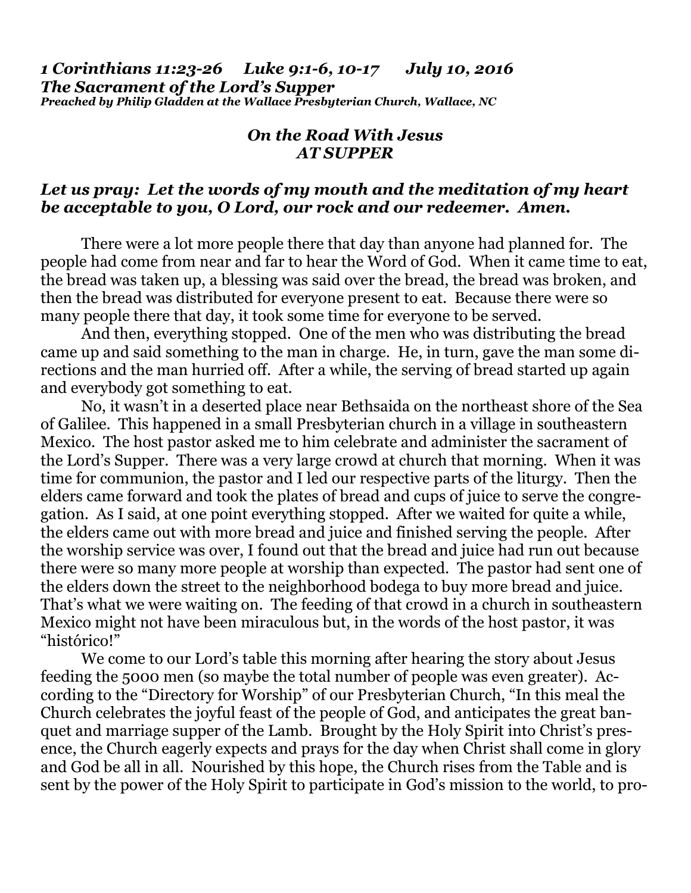***1 Corinthians 11:23-26 Luke 9:1-6, 10-17 July 10, 2016***
***The Sacrament of the Lord's Supper***
***Preached by Philip Gladden at the Wallace Presbyterian Church, Wallace, NC***

## *On the Road With Jesus*
## *AT SUPPER*

***Let us pray: Let the words of my mouth and the meditation of my heart be acceptable to you, O Lord, our rock and our redeemer. Amen.***

There were a lot more people there that day than anyone had planned for. The people had come from near and far to hear the Word of God. When it came time to eat, the bread was taken up, a blessing was said over the bread, the bread was broken, and then the bread was distributed for everyone present to eat. Because there were so many people there that day, it took some time for everyone to be served.

And then, everything stopped. One of the men who was distributing the bread came up and said something to the man in charge. He, in turn, gave the man some directions and the man hurried off. After a while, the serving of bread started up again and everybody got something to eat.

No, it wasn't in a deserted place near Bethsaida on the northeast shore of the Sea of Galilee. This happened in a small Presbyterian church in a village in southeastern Mexico. The host pastor asked me to him celebrate and administer the sacrament of the Lord's Supper. There was a very large crowd at church that morning. When it was time for communion, the pastor and I led our respective parts of the liturgy. Then the elders came forward and took the plates of bread and cups of juice to serve the congregation. As I said, at one point everything stopped. After we waited for quite a while, the elders came out with more bread and juice and finished serving the people. After the worship service was over, I found out that the bread and juice had run out because there were so many more people at worship than expected. The pastor had sent one of the elders down the street to the neighborhood bodega to buy more bread and juice. That's what we were waiting on. The feeding of that crowd in a church in southeastern Mexico might not have been miraculous but, in the words of the host pastor, it was "histórico!"

We come to our Lord's table this morning after hearing the story about Jesus feeding the 5000 men (so maybe the total number of people was even greater). According to the "Directory for Worship" of our Presbyterian Church, "In this meal the Church celebrates the joyful feast of the people of God, and anticipates the great banquet and marriage supper of the Lamb. Brought by the Holy Spirit into Christ's presence, the Church eagerly expects and prays for the day when Christ shall come in glory and God be all in all. Nourished by this hope, the Church rises from the Table and is sent by the power of the Holy Spirit to participate in God's mission to the world, to pro-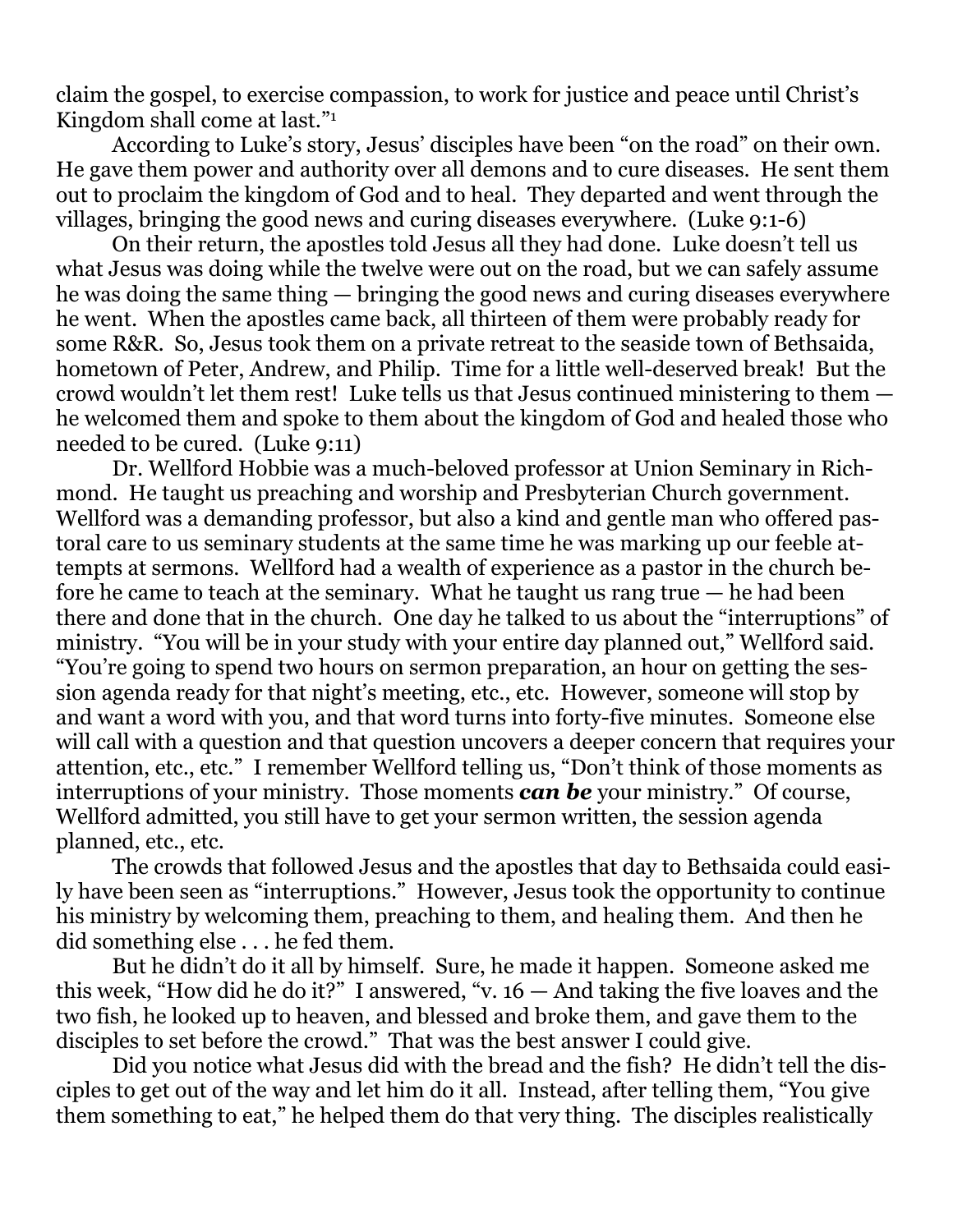claim the gospel, to exercise compassion, to work for justice and peace until Christ's Kingdom shall come at last."[1]

According to Luke's story, Jesus' disciples have been "on the road" on their own. He gave them power and authority over all demons and to cure diseases. He sent them out to proclaim the kingdom of God and to heal. They departed and went through the villages, bringing the good news and curing diseases everywhere. (Luke 9:1-6)

On their return, the apostles told Jesus all they had done. Luke doesn't tell us what Jesus was doing while the twelve were out on the road, but we can safely assume he was doing the same thing — bringing the good news and curing diseases everywhere he went. When the apostles came back, all thirteen of them were probably ready for some R&R. So, Jesus took them on a private retreat to the seaside town of Bethsaida, hometown of Peter, Andrew, and Philip. Time for a little well-deserved break! But the crowd wouldn't let them rest! Luke tells us that Jesus continued ministering to them — he welcomed them and spoke to them about the kingdom of God and healed those who needed to be cured. (Luke 9:11)

Dr. Wellford Hobbie was a much-beloved professor at Union Seminary in Richmond. He taught us preaching and worship and Presbyterian Church government. Wellford was a demanding professor, but also a kind and gentle man who offered pastoral care to us seminary students at the same time he was marking up our feeble attempts at sermons. Wellford had a wealth of experience as a pastor in the church before he came to teach at the seminary. What he taught us rang true — he had been there and done that in the church. One day he talked to us about the "interruptions" of ministry. "You will be in your study with your entire day planned out," Wellford said. "You're going to spend two hours on sermon preparation, an hour on getting the session agenda ready for that night's meeting, etc., etc. However, someone will stop by and want a word with you, and that word turns into forty-five minutes. Someone else will call with a question and that question uncovers a deeper concern that requires your attention, etc., etc." I remember Wellford telling us, "Don't think of those moments as interruptions of your ministry. Those moments ***can be*** your ministry." Of course, Wellford admitted, you still have to get your sermon written, the session agenda planned, etc., etc.

The crowds that followed Jesus and the apostles that day to Bethsaida could easily have been seen as "interruptions." However, Jesus took the opportunity to continue his ministry by welcoming them, preaching to them, and healing them. And then he did something else . . . he fed them.

But he didn't do it all by himself. Sure, he made it happen. Someone asked me this week, "How did he do it?" I answered, "v. 16 — And taking the five loaves and the two fish, he looked up to heaven, and blessed and broke them, and gave them to the disciples to set before the crowd." That was the best answer I could give.

Did you notice what Jesus did with the bread and the fish? He didn't tell the disciples to get out of the way and let him do it all. Instead, after telling them, "You give them something to eat," he helped them do that very thing. The disciples realistically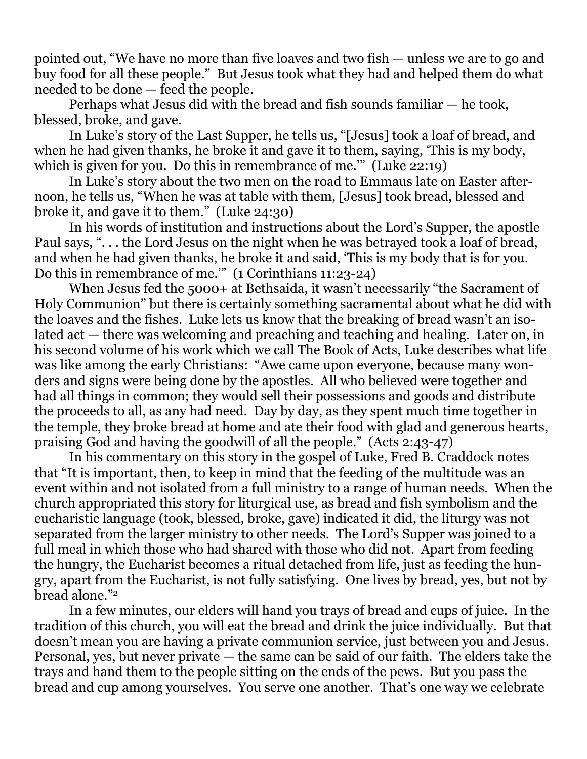pointed out, "We have no more than five loaves and two fish — unless we are to go and buy food for all these people." But Jesus took what they had and helped them do what needed to be done — feed the people.

Perhaps what Jesus did with the bread and fish sounds familiar — he took, blessed, broke, and gave.

In Luke's story of the Last Supper, he tells us, "[Jesus] took a loaf of bread, and when he had given thanks, he broke it and gave it to them, saying, 'This is my body, which is given for you. Do this in remembrance of me.'" (Luke 22:19)

In Luke's story about the two men on the road to Emmaus late on Easter afternoon, he tells us, "When he was at table with them, [Jesus] took bread, blessed and broke it, and gave it to them." (Luke 24:30)

In his words of institution and instructions about the Lord's Supper, the apostle Paul says, ". . . the Lord Jesus on the night when he was betrayed took a loaf of bread, and when he had given thanks, he broke it and said, 'This is my body that is for you. Do this in remembrance of me.'" (1 Corinthians 11:23-24)

When Jesus fed the 5000+ at Bethsaida, it wasn't necessarily "the Sacrament of Holy Communion" but there is certainly something sacramental about what he did with the loaves and the fishes. Luke lets us know that the breaking of bread wasn't an isolated act — there was welcoming and preaching and teaching and healing. Later on, in his second volume of his work which we call The Book of Acts, Luke describes what life was like among the early Christians: "Awe came upon everyone, because many wonders and signs were being done by the apostles. All who believed were together and had all things in common; they would sell their possessions and goods and distribute the proceeds to all, as any had need. Day by day, as they spent much time together in the temple, they broke bread at home and ate their food with glad and generous hearts, praising God and having the goodwill of all the people." (Acts 2:43-47)

In his commentary on this story in the gospel of Luke, Fred B. Craddock notes that "It is important, then, to keep in mind that the feeding of the multitude was an event within and not isolated from a full ministry to a range of human needs. When the church appropriated this story for liturgical use, as bread and fish symbolism and the eucharistic language (took, blessed, broke, gave) indicated it did, the liturgy was not separated from the larger ministry to other needs. The Lord's Supper was joined to a full meal in which those who had shared with those who did not. Apart from feeding the hungry, the Eucharist becomes a ritual detached from life, just as feeding the hungry, apart from the Eucharist, is not fully satisfying. One lives by bread, yes, but not by bread alone."[2]

In a few minutes, our elders will hand you trays of bread and cups of juice. In the tradition of this church, you will eat the bread and drink the juice individually. But that doesn't mean you are having a private communion service, just between you and Jesus. Personal, yes, but never private — the same can be said of our faith. The elders take the trays and hand them to the people sitting on the ends of the pews. But you pass the bread and cup among yourselves. You serve one another. That's one way we celebrate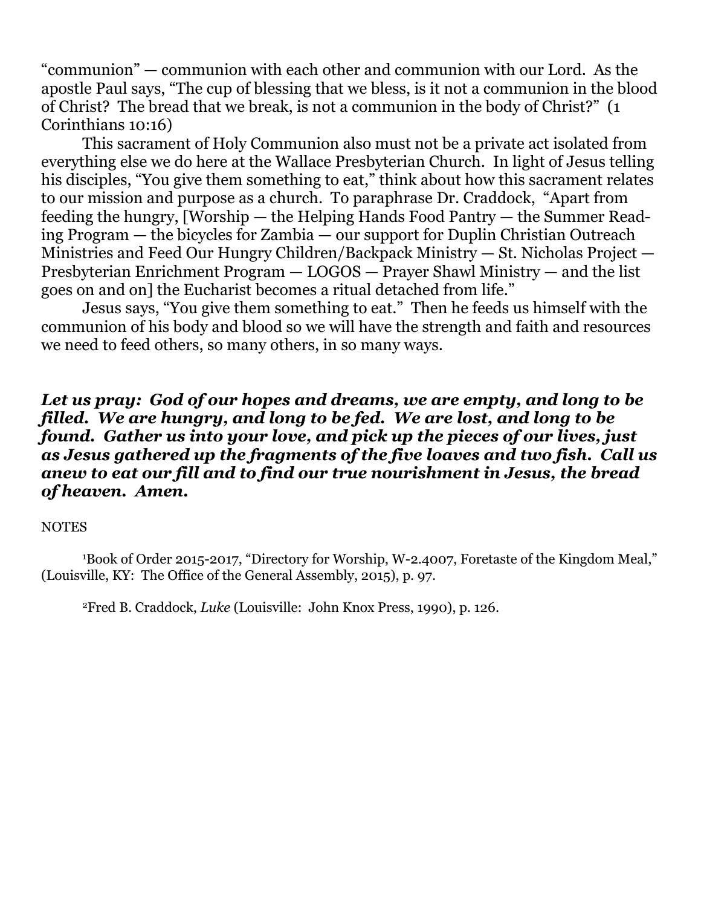"communion" — communion with each other and communion with our Lord. As the apostle Paul says, "The cup of blessing that we bless, is it not a communion in the blood of Christ? The bread that we break, is not a communion in the body of Christ?" (1 Corinthians 10:16)

This sacrament of Holy Communion also must not be a private act isolated from everything else we do here at the Wallace Presbyterian Church. In light of Jesus telling his disciples, "You give them something to eat," think about how this sacrament relates to our mission and purpose as a church. To paraphrase Dr. Craddock, "Apart from feeding the hungry, [Worship — the Helping Hands Food Pantry — the Summer Reading Program — the bicycles for Zambia — our support for Duplin Christian Outreach Ministries and Feed Our Hungry Children/Backpack Ministry — St. Nicholas Project — Presbyterian Enrichment Program — LOGOS — Prayer Shawl Ministry — and the list goes on and on] the Eucharist becomes a ritual detached from life."

Jesus says, "You give them something to eat." Then he feeds us himself with the communion of his body and blood so we will have the strength and faith and resources we need to feed others, so many others, in so many ways.

***Let us pray: God of our hopes and dreams, we are empty, and long to be filled. We are hungry, and long to be fed. We are lost, and long to be found. Gather us into your love, and pick up the pieces of our lives, just as Jesus gathered up the fragments of the five loaves and two fish. Call us anew to eat our fill and to find our true nourishment in Jesus, the bread of heaven. Amen.***

NOTES

[1]Book of Order 2015-2017, "Directory for Worship, W-2.4007, Foretaste of the Kingdom Meal," (Louisville, KY: The Office of the General Assembly, 2015), p. 97.

[2]Fred B. Craddock, *Luke* (Louisville: John Knox Press, 1990), p. 126.